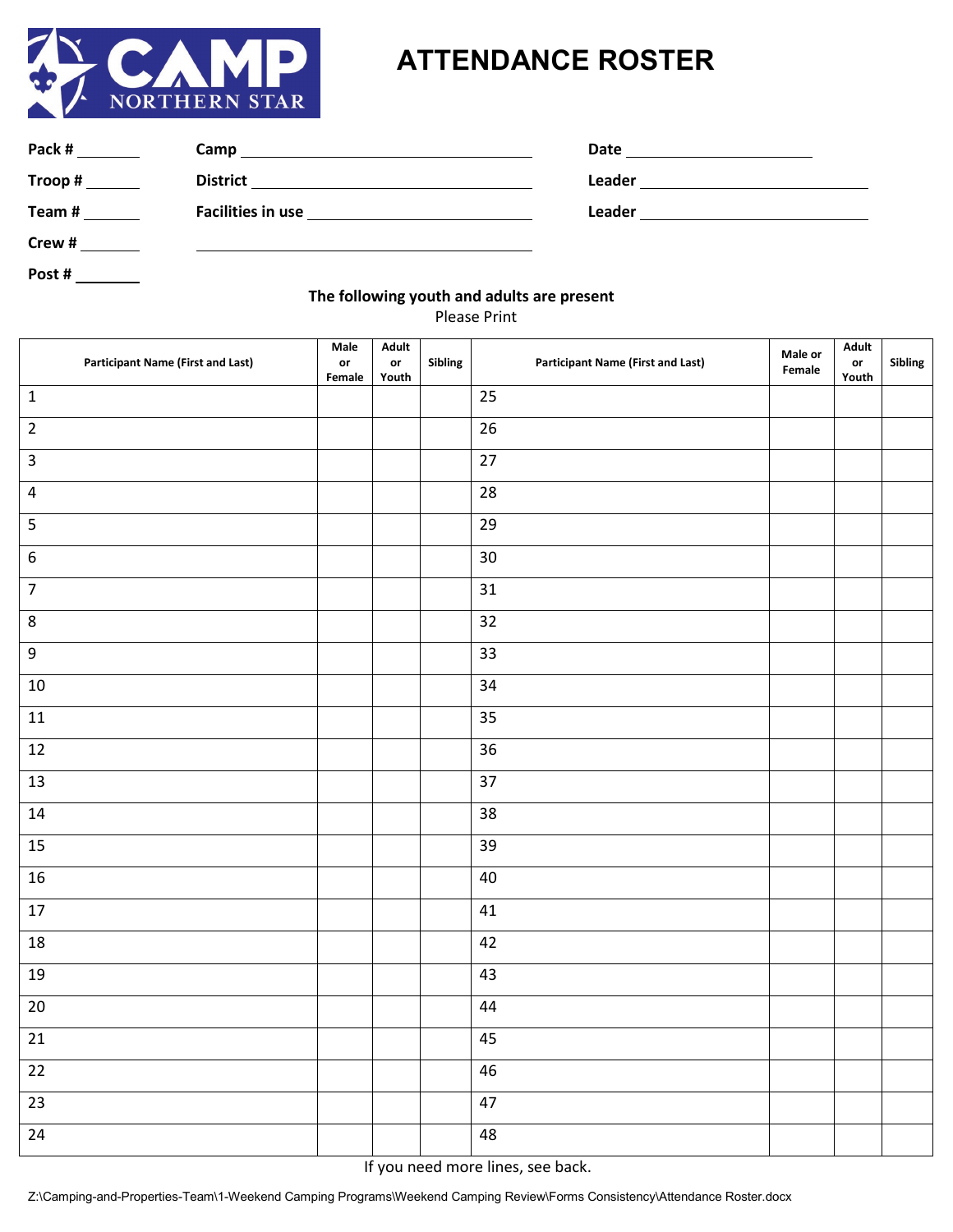CAMP NORTHERN STAR

# ATTENDANCE ROSTER

Pack # ________ Camp ______________________________ Date ____________________

Troop # ________ District ______________________________ Leader ____________________

Team # ________ Facilities in use ______________________________ Leader ____________________

Crew # ________ ______________________________

Post # ________

**The following youth and adults are present**

Please Print

| Participant Name (First and Last) | Male or Female | Adult or Youth | Sibling | Participant Name (First and Last) | Male or Female | Adult or Youth | Sibling |
|---|---|---|---|---|---|---|---|
| 1 | | | | 25 | | | |
| 2 | | | | 26 | | | |
| 3 | | | | 27 | | | |
| 4 | | | | 28 | | | |
| 5 | | | | 29 | | | |
| 6 | | | | 30 | | | |
| 7 | | | | 31 | | | |
| 8 | | | | 32 | | | |
| 9 | | | | 33 | | | |
| 10 | | | | 34 | | | |
| 11 | | | | 35 | | | |
| 12 | | | | 36 | | | |
| 13 | | | | 37 | | | |
| 14 | | | | 38 | | | |
| 15 | | | | 39 | | | |
| 16 | | | | 40 | | | |
| 17 | | | | 41 | | | |
| 18 | | | | 42 | | | |
| 19 | | | | 43 | | | |
| 20 | | | | 44 | | | |
| 21 | | | | 45 | | | |
| 22 | | | | 46 | | | |
| 23 | | | | 47 | | | |
| 24 | | | | 48 | | | |

If you need more lines, see back.

Z:\Camping-and-Properties-Team\1-Weekend Camping Programs\Weekend Camping Review\Forms Consistency\Attendance Roster.docx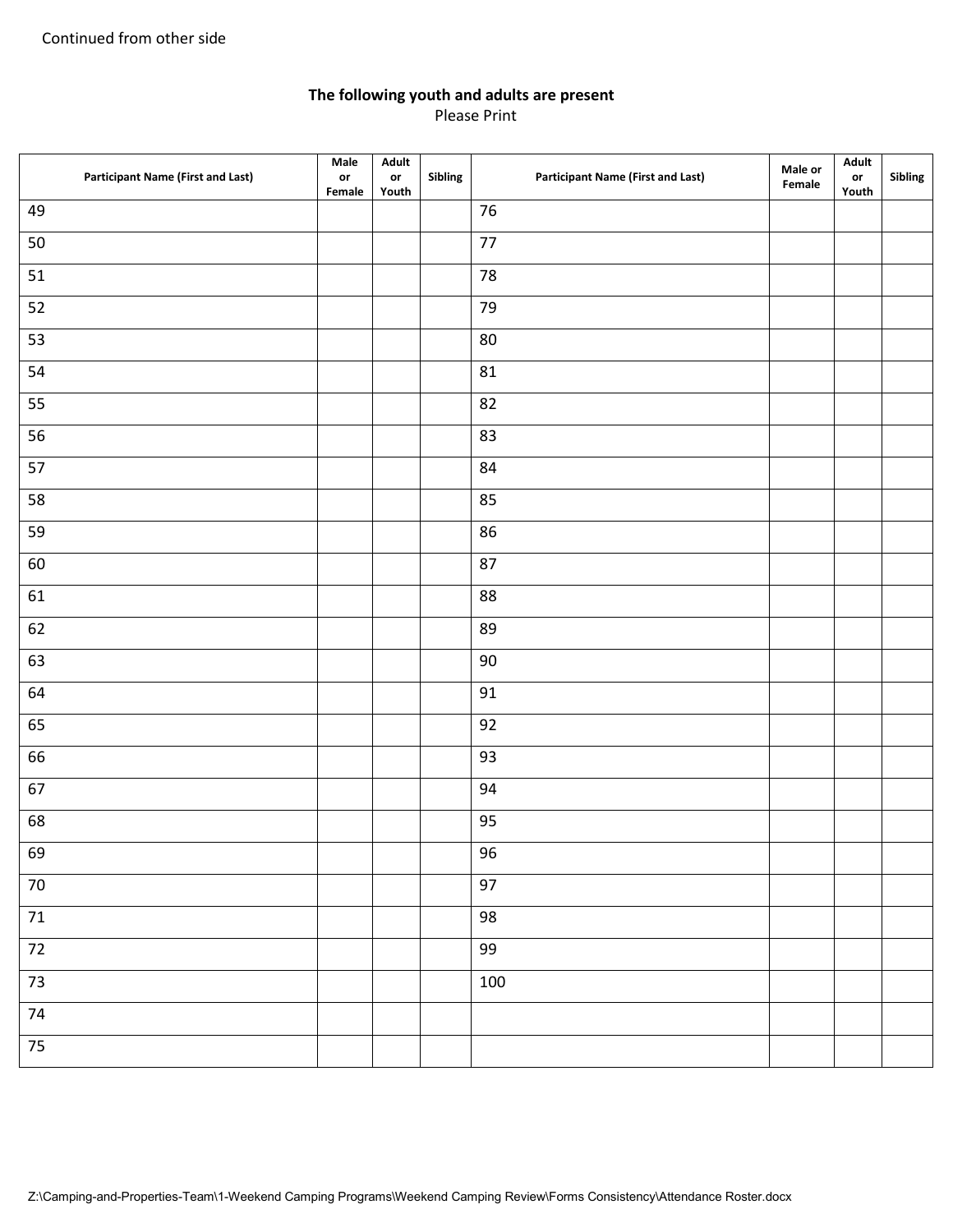Continued from other side

**The following youth and adults are present**

Please Print

| Participant Name (First and Last) | Male or Female | Adult or Youth | Sibling | Participant Name (First and Last) | Male or Female | Adult or Youth | Sibling |
|---|---|---|---|---|---|---|---|
| 49 | | | | 76 | | | |
| 50 | | | | 77 | | | |
| 51 | | | | 78 | | | |
| 52 | | | | 79 | | | |
| 53 | | | | 80 | | | |
| 54 | | | | 81 | | | |
| 55 | | | | 82 | | | |
| 56 | | | | 83 | | | |
| 57 | | | | 84 | | | |
| 58 | | | | 85 | | | |
| 59 | | | | 86 | | | |
| 60 | | | | 87 | | | |
| 61 | | | | 88 | | | |
| 62 | | | | 89 | | | |
| 63 | | | | 90 | | | |
| 64 | | | | 91 | | | |
| 65 | | | | 92 | | | |
| 66 | | | | 93 | | | |
| 67 | | | | 94 | | | |
| 68 | | | | 95 | | | |
| 69 | | | | 96 | | | |
| 70 | | | | 97 | | | |
| 71 | | | | 98 | | | |
| 72 | | | | 99 | | | |
| 73 | | | | 100 | | | |
| 74 | | | | | | | |
| 75 | | | | | | | |

Z:\Camping-and-Properties-Team\1-Weekend Camping Programs\Weekend Camping Review\Forms Consistency\Attendance Roster.docx